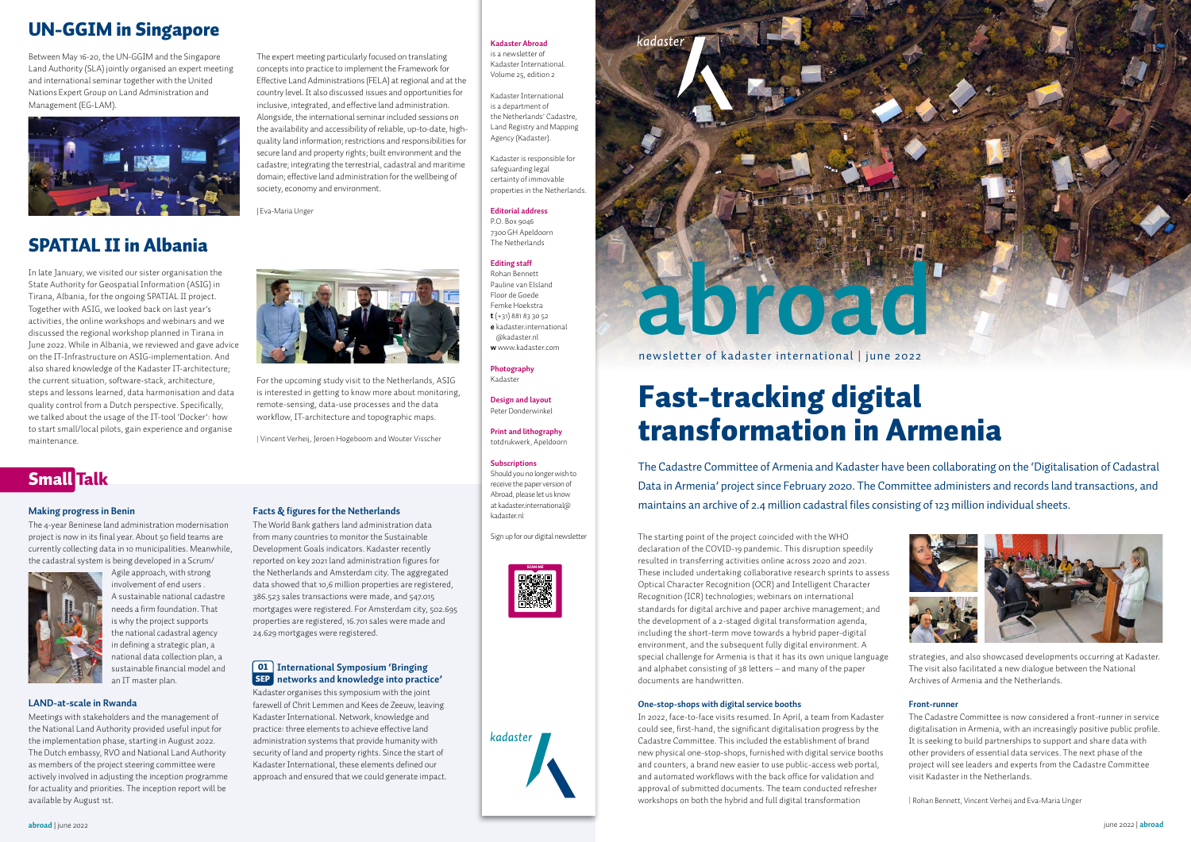## UN-GGIM in Singapore

Between May 16-20, the UN-GGIM and the Singapore Land Authority (SLA) jointly organised an expert meeting and international seminar together with the United Nations Expert Group on Land Administration and Management (EG-LAM).

The expert meeting particularly focused on translating concepts into practice to implement the Framework for Effective Land Administrations (FELA) at regional and at the country level. It also discussed issues and opportunities for inclusive, integrated, and effective land administration. Alongside, the international seminar included sessions on the availability and accessibility of reliable, up-to-date, high-quality land information; restrictions and responsibilities for secure land and property rights; built environment and the cadastre; integrating the terrestrial, cadastral and maritime domain; effective land administration for the wellbeing of society, economy and environment.

| Eva-Maria Unger

## SPATIAL II in Albania

In late January, we visited our sister organisation the State Authority for Geospatial Information (ASIG) in Tirana, Albania, for the ongoing SPATIAL II project. Together with ASIG, we looked back on last year's activities, the online workshops and webinars and we discussed the regional workshop planned in Tirana in June 2022. While in Albania, we reviewed and gave advice on the IT-Infrastructure on ASIG-implementation. And also shared knowledge of the Kadaster IT-architecture; the current situation, software-stack, architecture, steps and lessons learned, data harmonisation and data quality control from a Dutch perspective. Specifically, we talked about the usage of the IT-tool 'Docker': how to start small/local pilots, gain experience and organise maintenance.

For the upcoming study visit to the Netherlands, ASIG is interested in getting to know more about monitoring, remote-sensing, data-use processes and the data workflow, IT-architecture and topographic maps.

| Vincent Verheij, Jeroen Hogeboom and Wouter Visscher

## Small Talk

### Making progress in Benin

The 4-year Beninese land administration modernisation project is now in its final year. About 50 field teams are currently collecting data in 10 municipalities. Meanwhile, the cadastral system is being developed in a Scrum/Agile approach, with strong involvement of end users . A sustainable national cadastre needs a firm foundation. That is why the project supports the national cadastral agency in defining a strategic plan, a national data collection plan, a sustainable financial model and an IT master plan.

### LAND-at-scale in Rwanda

Meetings with stakeholders and the management of the National Land Authority provided useful input for the implementation phase, starting in August 2022. The Dutch embassy, RVO and National Land Authority as members of the project steering committee were actively involved in adjusting the inception programme for actuality and priorities. The inception report will be available by August 1st.

### Facts & figures for the Netherlands

The World Bank gathers land administration data from many countries to monitor the Sustainable Development Goals indicators. Kadaster recently reported on key 2021 land administration figures for the Netherlands and Amsterdam city. The aggregated data showed that 10,6 million properties are registered, 386.523 sales transactions were made, and 547.015 mortgages were registered. For Amsterdam city, 502.695 properties are registered, 16.701 sales were made and 24.629 mortgages were registered.

### 01 SEP International Symposium 'Bringing networks and knowledge into practice'

Kadaster organises this symposium with the joint farewell of Chrit Lemmen and Kees de Zeeuw, leaving Kadaster International. Network, knowledge and practice: three elements to achieve effective land administration systems that provide humanity with security of land and property rights. Since the start of Kadaster International, these elements defined our approach and ensured that we could generate impact.

**Kadaster Abroad**
is a newsletter of Kadaster International. Volume 25, edition 2

Kadaster International is a department of the Netherlands' Cadastre, Land Registry and Mapping Agency (Kadaster).

Kadaster is responsible for safeguarding legal certainty of immovable properties in the Netherlands.

**Editorial address**
P.O. Box 9046
7300 GH Apeldoorn
The Netherlands

**Editing staff**
Rohan Bennett
Pauline van Elsland
Floor de Goede
Femke Hoekstra
**t** (+31) 881 83 30 52
**e** kadaster.international@kadaster.nl
**w** www.kadaster.com

**Photography**
Kadaster

**Design and layout**
Peter Donderwinkel

**Print and lithography**
totdrukwerk, Apeldoorn

**Subscriptions**
Should you no longer wish to receive the paper version of Abroad, please let us know at kadaster.international@kadaster.nl

Sign up for our digital newsletter

SCAN ME

kadaster

# abroad

newsletter of kadaster international | june 2022

# Fast-tracking digital transformation in Armenia

The Cadastre Committee of Armenia and Kadaster have been collaborating on the 'Digitalisation of Cadastral Data in Armenia' project since February 2020. The Committee administers and records land transactions, and maintains an archive of 2.4 million cadastral files consisting of 123 million individual sheets.

The starting point of the project coincided with the WHO declaration of the COVID-19 pandemic. This disruption speedily resulted in transferring activities online across 2020 and 2021. These included undertaking collaborative research sprints to assess Optical Character Recognition (OCR) and Intelligent Character Recognition (ICR) technologies; webinars on international standards for digital archive and paper archive management; and the development of a 2-staged digital transformation agenda, including the short-term move towards a hybrid paper-digital environment, and the subsequent fully digital environment. A special challenge for Armenia is that it has its own unique language and alphabet consisting of 38 letters – and many of the paper documents are handwritten.

### One-stop-shops with digital service booths

In 2022, face-to-face visits resumed. In April, a team from Kadaster could see, first-hand, the significant digitalisation progress by the Cadastre Committee. This included the establishment of brand new physical one-stop-shops, furnished with digital service booths and counters, a brand new easier to use public-access web portal, and automated workflows with the back office for validation and approval of submitted documents. The team conducted refresher workshops on both the hybrid and full digital transformation strategies, and also showcased developments occurring at Kadaster. The visit also facilitated a new dialogue between the National Archives of Armenia and the Netherlands.

### Front-runner

The Cadastre Committee is now considered a front-runner in service digitalisation in Armenia, with an increasingly positive public profile. It is seeking to build partnerships to support and share data with other providers of essential data services. The next phase of the project will see leaders and experts from the Cadastre Committee visit Kadaster in the Netherlands.

| Rohan Bennett, Vincent Verheij and Eva-Maria Unger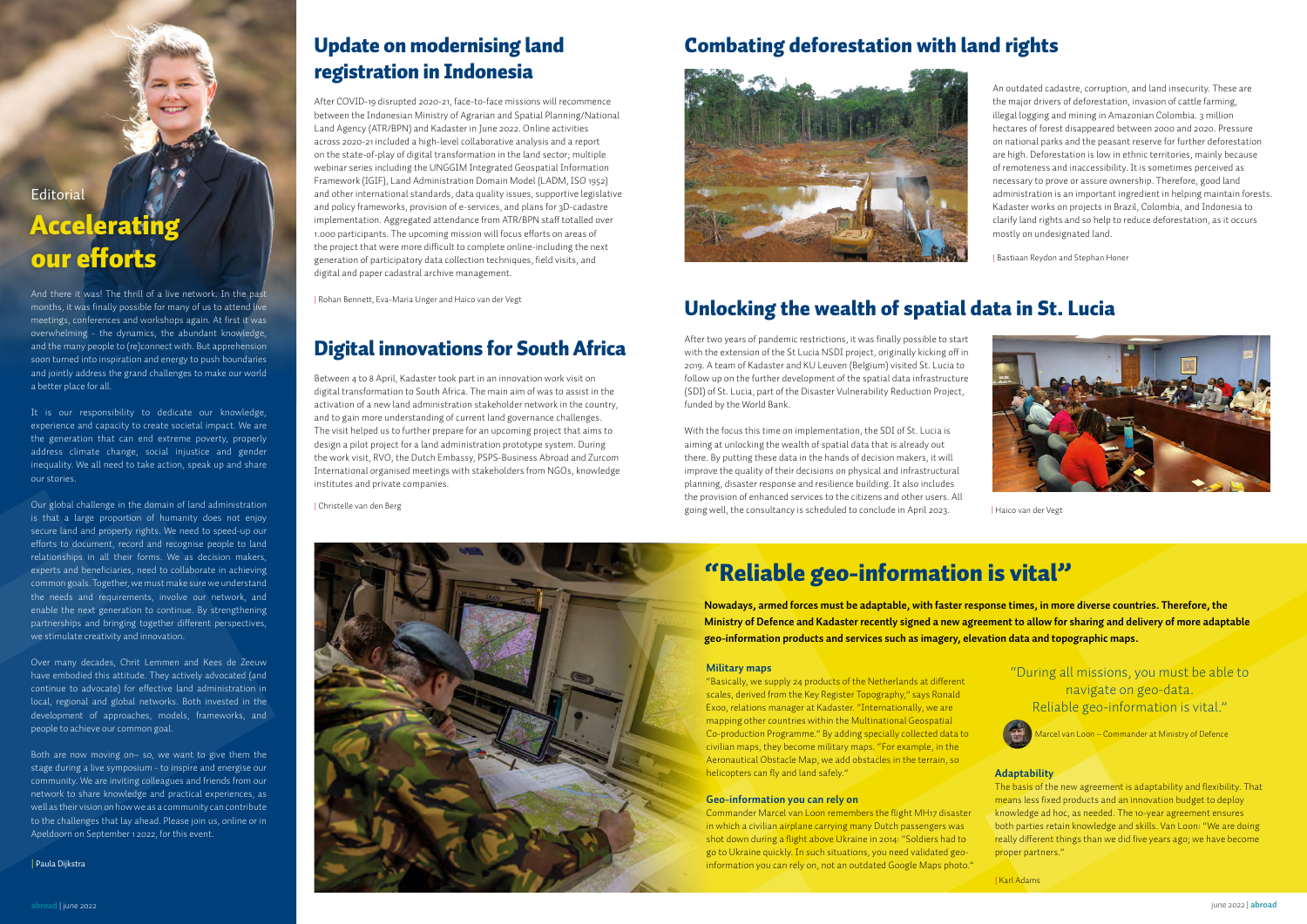## Editorial

# Accelerating our efforts

And there it was! The thrill of a live network. In the past months, it was finally possible for many of us to attend live meetings, conferences and workshops again. At first it was overwhelming - the dynamics, the abundant knowledge, and the many people to (re)connect with. But apprehension soon turned into inspiration and energy to push boundaries and jointly address the grand challenges to make our world a better place for all.

It is our responsibility to dedicate our knowledge, experience and capacity to create societal impact. We are the generation that can end extreme poverty, properly address climate change, social injustice and gender inequality. We all need to take action, speak up and share our stories.

Our global challenge in the domain of land administration is that a large proportion of humanity does not enjoy secure land and property rights. We need to speed-up our efforts to document, record and recognise people to land relationships in all their forms. We as decision makers, experts and beneficiaries, need to collaborate in achieving common goals. Together, we must make sure we understand the needs and requirements, involve our network, and enable the next generation to continue. By strengthening partnerships and bringing together different perspectives, we stimulate creativity and innovation.

Over many decades, Chrit Lemmen and Kees de Zeeuw have embodied this attitude. They actively advocated (and continue to advocate) for effective land administration in local, regional and global networks. Both invested in the development of approaches, models, frameworks, and people to achieve our common goal.

Both are now moving on– so, we want to give them the stage during a live symposium - to inspire and energise our community. We are inviting colleagues and friends from our network to share knowledge and practical experiences, as well as their vision on how we as a community can contribute to the challenges that lay ahead. Please join us, online or in Apeldoorn on September 1 2022, for this event.

| Paula Dijkstra

## Update on modernising land registration in Indonesia

After COVID-19 disrupted 2020-21, face-to-face missions will recommence between the Indonesian Ministry of Agrarian and Spatial Planning/National Land Agency (ATR/BPN) and Kadaster in June 2022. Online activities across 2020-21 included a high-level collaborative analysis and a report on the state-of-play of digital transformation in the land sector; multiple webinar series including the UNGGIM Integrated Geospatial Information Framework (IGIF), Land Administration Domain Model (LADM, ISO 1952) and other international standards, data quality issues, supportive legislative and policy frameworks, provision of e-services, and plans for 3D-cadastre implementation. Aggregated attendance from ATR/BPN staff totalled over 1.000 participants. The upcoming mission will focus efforts on areas of the project that were more difficult to complete online-including the next generation of participatory data collection techniques, field visits, and digital and paper cadastral archive management.

| Rohan Bennett, Eva-Maria Unger and Haico van der Vegt

## Digital innovations for South Africa

Between 4 to 8 April, Kadaster took part in an innovation work visit on digital transformation to South Africa. The main aim of was to assist in the activation of a new land administration stakeholder network in the country, and to gain more understanding of current land governance challenges. The visit helped us to further prepare for an upcoming project that aims to design a pilot project for a land administration prototype system. During the work visit, RVO, the Dutch Embassy, PSPS-Business Abroad and Zurcom International organised meetings with stakeholders from NGOs, knowledge institutes and private companies.

| Christelle van den Berg

## Combating deforestation with land rights

An outdated cadastre, corruption, and land insecurity. These are the major drivers of deforestation, invasion of cattle farming, illegal logging and mining in Amazonian Colombia. 3 million hectares of forest disappeared between 2000 and 2020. Pressure on national parks and the peasant reserve for further deforestation are high. Deforestation is low in ethnic territories, mainly because of remoteness and inaccessibility. It is sometimes perceived as necessary to prove or assure ownership. Therefore, good land administration is an important ingredient in helping maintain forests. Kadaster works on projects in Brazil, Colombia, and Indonesia to clarify land rights and so help to reduce deforestation, as it occurs mostly on undesignated land.

| Bastiaan Reydon and Stephan Honer

## Unlocking the wealth of spatial data in St. Lucia

After two years of pandemic restrictions, it was finally possible to start with the extension of the St Lucia NSDI project, originally kicking off in 2019. A team of Kadaster and KU Leuven (Belgium) visited St. Lucia to follow up on the further development of the spatial data infrastructure (SDI) of St. Lucia, part of the Disaster Vulnerability Reduction Project, funded by the World Bank.

With the focus this time on implementation, the SDI of St. Lucia is aiming at unlocking the wealth of spatial data that is already out there. By putting these data in the hands of decision makers, it will improve the quality of their decisions on physical and infrastructural planning, disaster response and resilience building. It also includes the provision of enhanced services to the citizens and other users. All going well, the consultancy is scheduled to conclude in April 2023.

| Haico van der Vegt

## "Reliable geo-information is vital"

**Nowadays, armed forces must be adaptable, with faster response times, in more diverse countries. Therefore, the Ministry of Defence and Kadaster recently signed a new agreement to allow for sharing and delivery of more adaptable geo-information products and services such as imagery, elevation data and topographic maps.**

### Military maps

"Basically, we supply 24 products of the Netherlands at different scales, derived from the Key Register Topography," says Ronald Exoo, relations manager at Kadaster. "Internationally, we are mapping other countries within the Multinational Geospatial Co-production Programme." By adding specially collected data to civilian maps, they become military maps. "For example, in the Aeronautical Obstacle Map, we add obstacles in the terrain, so helicopters can fly and land safely."

### Geo-information you can rely on

Commander Marcel van Loon remembers the flight MH17 disaster in which a civilian airplane carrying many Dutch passengers was shot down during a flight above Ukraine in 2014: "Soldiers had to go to Ukraine quickly. In such situations, you need validated geo-information you can rely on, not an outdated Google Maps photo."

"During all missions, you must be able to navigate on geo-data. Reliable geo-information is vital."

Marcel van Loon – Commander at Ministry of Defence

### Adaptability

The basis of the new agreement is adaptability and flexibility. That means less fixed products and an innovation budget to deploy knowledge ad hoc, as needed. The 10-year agreement ensures both parties retain knowledge and skills. Van Loon: "We are doing really different things than we did five years ago; we have become proper partners."

| Karl Adams